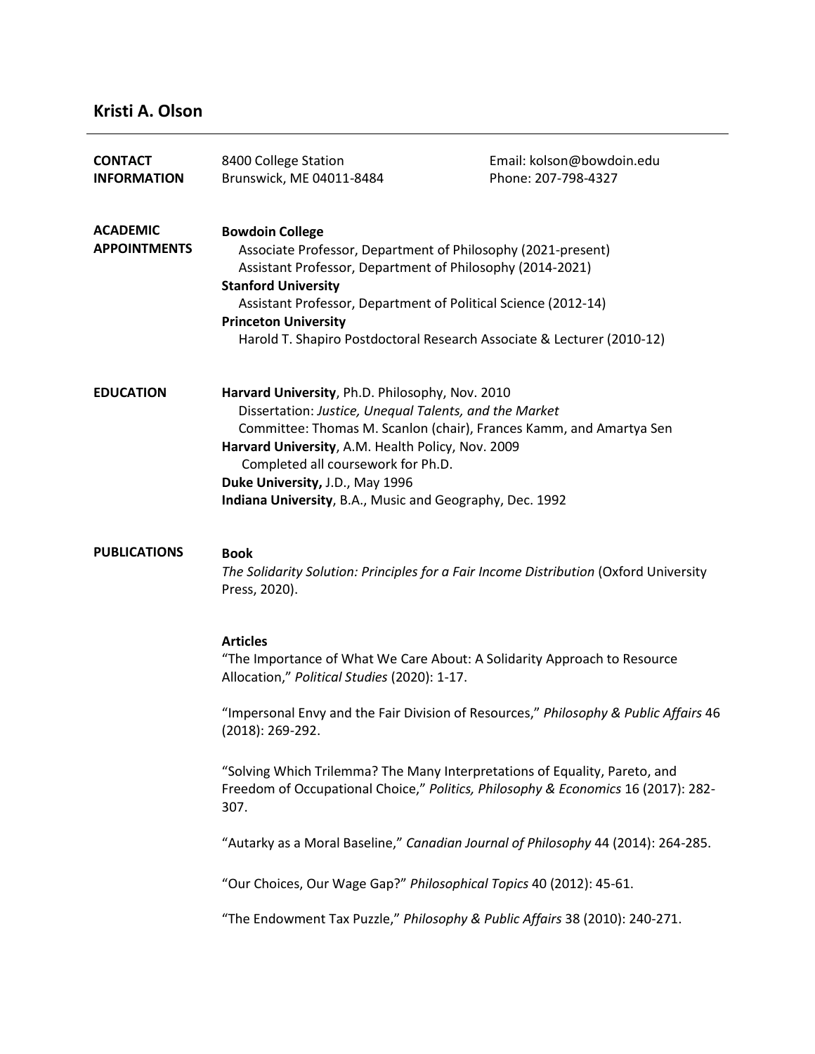# Kristi A. Olson

## CONTACT INFORMATION

8400 College Station
Brunswick, ME 04011-8484

Email: kolson@bowdoin.edu
Phone: 207-798-4327

## ACADEMIC APPOINTMENTS

**Bowdoin College**
Associate Professor, Department of Philosophy (2021-present)
Assistant Professor, Department of Philosophy (2014-2021)

**Stanford University**
Assistant Professor, Department of Political Science (2012-14)

**Princeton University**
Harold T. Shapiro Postdoctoral Research Associate & Lecturer (2010-12)

## EDUCATION

**Harvard University**, Ph.D. Philosophy, Nov. 2010
Dissertation: *Justice, Unequal Talents, and the Market*
Committee: Thomas M. Scanlon (chair), Frances Kamm, and Amartya Sen

**Harvard University**, A.M. Health Policy, Nov. 2009
Completed all coursework for Ph.D.

**Duke University,** J.D., May 1996

**Indiana University**, B.A., Music and Geography, Dec. 1992

## PUBLICATIONS

### Book

*The Solidarity Solution: Principles for a Fair Income Distribution* (Oxford University Press, 2020).

### Articles

"The Importance of What We Care About: A Solidarity Approach to Resource Allocation," *Political Studies* (2020): 1-17.

"Impersonal Envy and the Fair Division of Resources," *Philosophy & Public Affairs* 46 (2018): 269-292.

"Solving Which Trilemma? The Many Interpretations of Equality, Pareto, and Freedom of Occupational Choice," *Politics, Philosophy & Economics* 16 (2017): 282-307.

"Autarky as a Moral Baseline," *Canadian Journal of Philosophy* 44 (2014): 264-285.

"Our Choices, Our Wage Gap?" *Philosophical Topics* 40 (2012): 45-61.

"The Endowment Tax Puzzle," *Philosophy & Public Affairs* 38 (2010): 240-271.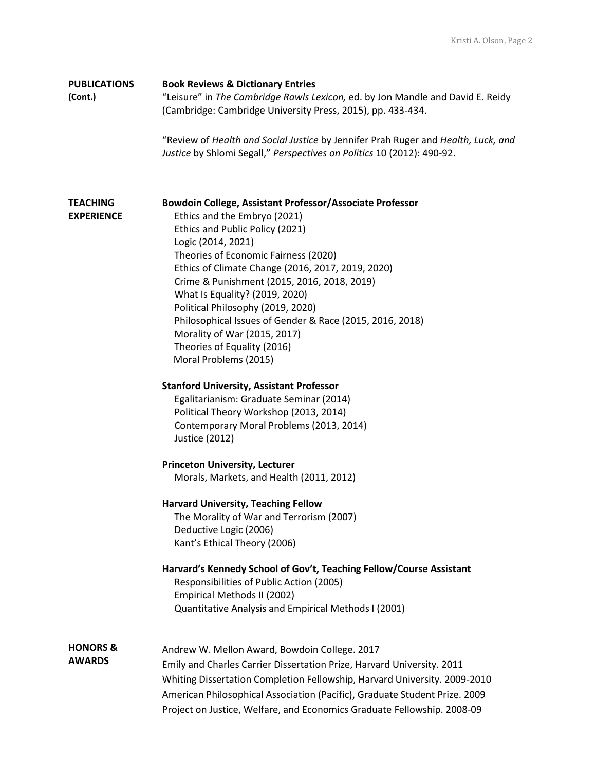## PUBLICATIONS (Cont.)

### Book Reviews & Dictionary Entries

"Leisure" in *The Cambridge Rawls Lexicon,* ed. by Jon Mandle and David E. Reidy (Cambridge: Cambridge University Press, 2015), pp. 433-434.

"Review of *Health and Social Justice* by Jennifer Prah Ruger and *Health, Luck, and Justice* by Shlomi Segall," *Perspectives on Politics* 10 (2012): 490-92.

## TEACHING EXPERIENCE

**Bowdoin College, Assistant Professor/Associate Professor**

- Ethics and the Embryo (2021)
- Ethics and Public Policy (2021)
- Logic (2014, 2021)
- Theories of Economic Fairness (2020)
- Ethics of Climate Change (2016, 2017, 2019, 2020)
- Crime & Punishment (2015, 2016, 2018, 2019)
- What Is Equality? (2019, 2020)
- Political Philosophy (2019, 2020)
- Philosophical Issues of Gender & Race (2015, 2016, 2018)
- Morality of War (2015, 2017)
- Theories of Equality (2016)
- Moral Problems (2015)

**Stanford University, Assistant Professor**

- Egalitarianism: Graduate Seminar (2014)
- Political Theory Workshop (2013, 2014)
- Contemporary Moral Problems (2013, 2014)
- Justice (2012)

**Princeton University, Lecturer**

- Morals, Markets, and Health (2011, 2012)

**Harvard University, Teaching Fellow**

- The Morality of War and Terrorism (2007)
- Deductive Logic (2006)
- Kant's Ethical Theory (2006)

**Harvard's Kennedy School of Gov't, Teaching Fellow/Course Assistant**

- Responsibilities of Public Action (2005)
- Empirical Methods II (2002)
- Quantitative Analysis and Empirical Methods I (2001)

## HONORS & AWARDS

Andrew W. Mellon Award, Bowdoin College. 2017

Emily and Charles Carrier Dissertation Prize, Harvard University. 2011

Whiting Dissertation Completion Fellowship, Harvard University. 2009-2010

American Philosophical Association (Pacific), Graduate Student Prize. 2009

Project on Justice, Welfare, and Economics Graduate Fellowship. 2008-09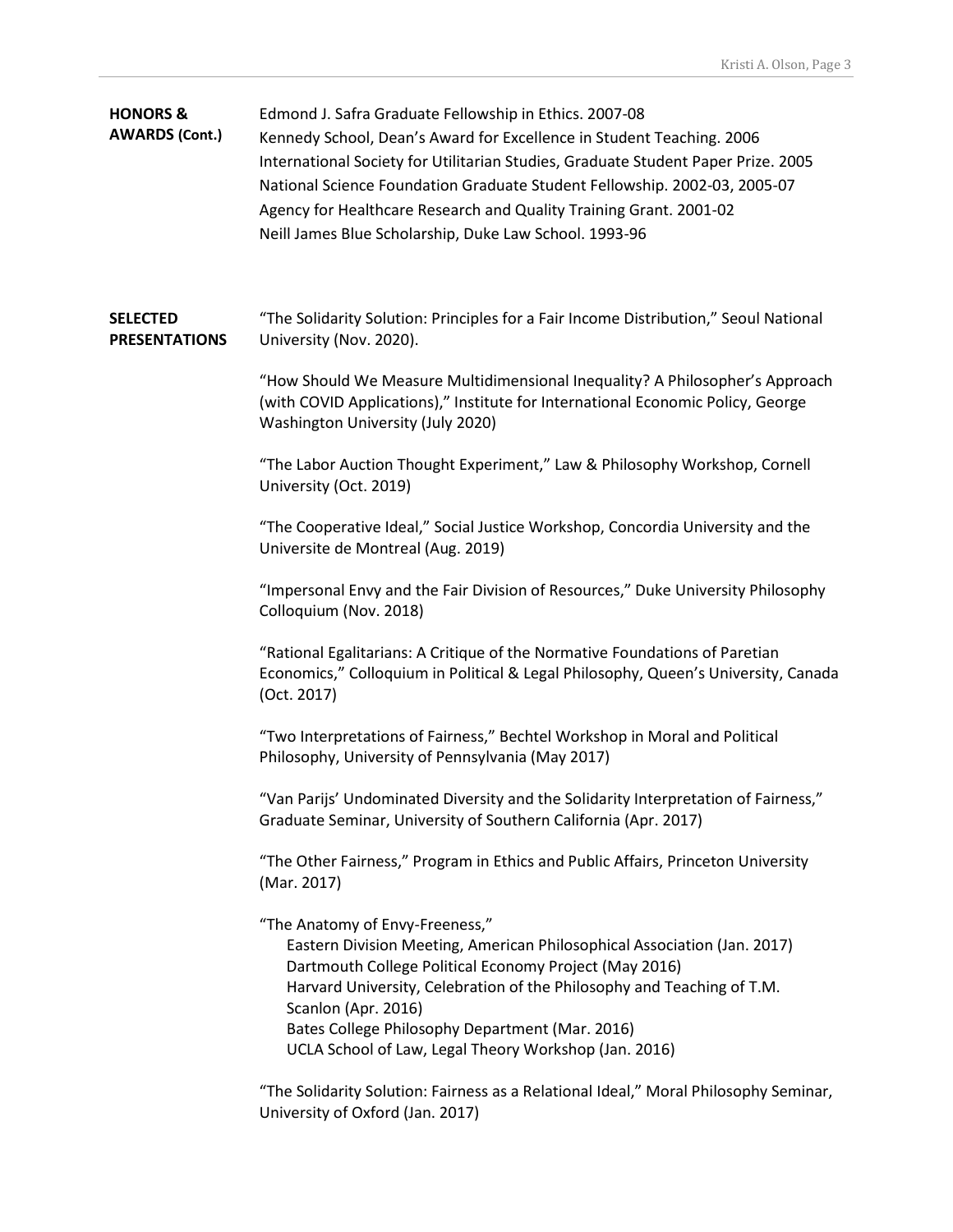## HONORS & AWARDS (Cont.)

Edmond J. Safra Graduate Fellowship in Ethics. 2007-08
Kennedy School, Dean's Award for Excellence in Student Teaching. 2006
International Society for Utilitarian Studies, Graduate Student Paper Prize. 2005
National Science Foundation Graduate Student Fellowship. 2002-03, 2005-07
Agency for Healthcare Research and Quality Training Grant. 2001-02
Neill James Blue Scholarship, Duke Law School. 1993-96

## SELECTED PRESENTATIONS

"The Solidarity Solution: Principles for a Fair Income Distribution," Seoul National University (Nov. 2020).

"How Should We Measure Multidimensional Inequality? A Philosopher's Approach (with COVID Applications)," Institute for International Economic Policy, George Washington University (July 2020)

"The Labor Auction Thought Experiment," Law & Philosophy Workshop, Cornell University (Oct. 2019)

"The Cooperative Ideal," Social Justice Workshop, Concordia University and the Universite de Montreal (Aug. 2019)

"Impersonal Envy and the Fair Division of Resources," Duke University Philosophy Colloquium (Nov. 2018)

"Rational Egalitarians: A Critique of the Normative Foundations of Paretian Economics," Colloquium in Political & Legal Philosophy, Queen's University, Canada (Oct. 2017)

"Two Interpretations of Fairness," Bechtel Workshop in Moral and Political Philosophy, University of Pennsylvania (May 2017)

"Van Parijs' Undominated Diversity and the Solidarity Interpretation of Fairness," Graduate Seminar, University of Southern California (Apr. 2017)

"The Other Fairness," Program in Ethics and Public Affairs, Princeton University (Mar. 2017)

"The Anatomy of Envy-Freeness,"
- Eastern Division Meeting, American Philosophical Association (Jan. 2017)
- Dartmouth College Political Economy Project (May 2016)
- Harvard University, Celebration of the Philosophy and Teaching of T.M. Scanlon (Apr. 2016)
- Bates College Philosophy Department (Mar. 2016)
- UCLA School of Law, Legal Theory Workshop (Jan. 2016)

"The Solidarity Solution: Fairness as a Relational Ideal," Moral Philosophy Seminar, University of Oxford (Jan. 2017)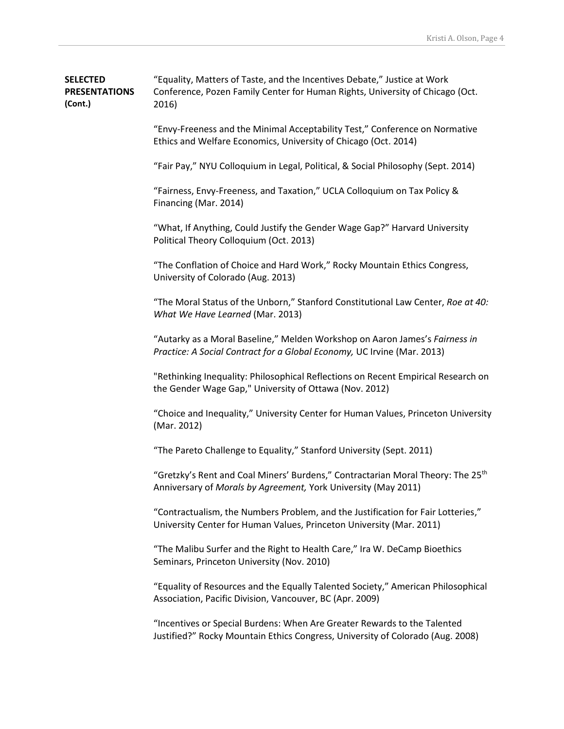**SELECTED PRESENTATIONS (Cont.)**

"Equality, Matters of Taste, and the Incentives Debate," Justice at Work Conference, Pozen Family Center for Human Rights, University of Chicago (Oct. 2016)

"Envy-Freeness and the Minimal Acceptability Test," Conference on Normative Ethics and Welfare Economics, University of Chicago (Oct. 2014)

"Fair Pay," NYU Colloquium in Legal, Political, & Social Philosophy (Sept. 2014)

"Fairness, Envy-Freeness, and Taxation," UCLA Colloquium on Tax Policy & Financing (Mar. 2014)

"What, If Anything, Could Justify the Gender Wage Gap?" Harvard University Political Theory Colloquium (Oct. 2013)

"The Conflation of Choice and Hard Work," Rocky Mountain Ethics Congress, University of Colorado (Aug. 2013)

"The Moral Status of the Unborn," Stanford Constitutional Law Center, *Roe at 40: What We Have Learned* (Mar. 2013)

"Autarky as a Moral Baseline," Melden Workshop on Aaron James's *Fairness in Practice: A Social Contract for a Global Economy,* UC Irvine (Mar. 2013)

"Rethinking Inequality: Philosophical Reflections on Recent Empirical Research on the Gender Wage Gap," University of Ottawa (Nov. 2012)

"Choice and Inequality," University Center for Human Values, Princeton University (Mar. 2012)

"The Pareto Challenge to Equality," Stanford University (Sept. 2011)

"Gretzky's Rent and Coal Miners' Burdens," Contractarian Moral Theory: The 25th Anniversary of *Morals by Agreement,* York University (May 2011)

"Contractualism, the Numbers Problem, and the Justification for Fair Lotteries," University Center for Human Values, Princeton University (Mar. 2011)

"The Malibu Surfer and the Right to Health Care," Ira W. DeCamp Bioethics Seminars, Princeton University (Nov. 2010)

"Equality of Resources and the Equally Talented Society," American Philosophical Association, Pacific Division, Vancouver, BC (Apr. 2009)

"Incentives or Special Burdens: When Are Greater Rewards to the Talented Justified?" Rocky Mountain Ethics Congress, University of Colorado (Aug. 2008)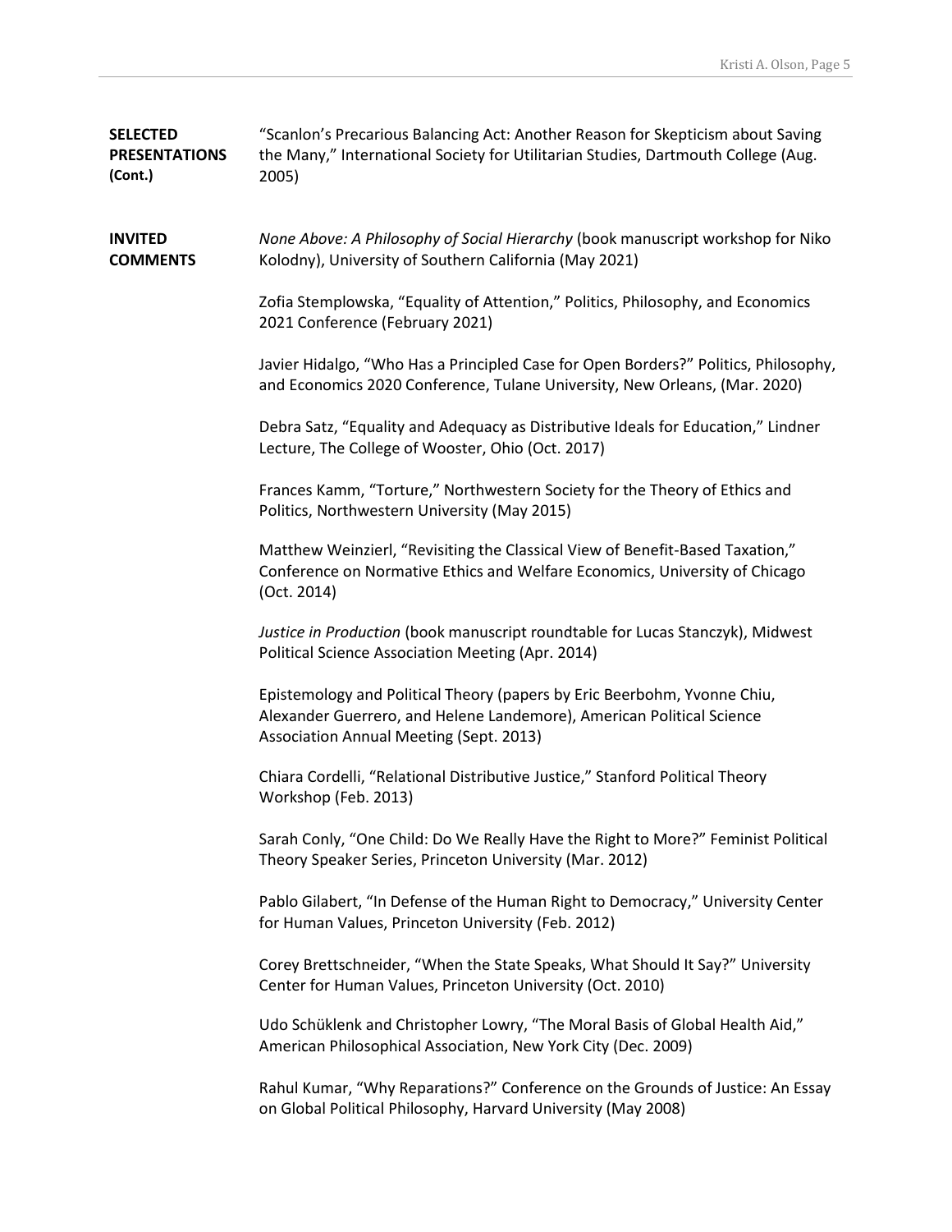## SELECTED PRESENTATIONS (Cont.)

"Scanlon's Precarious Balancing Act: Another Reason for Skepticism about Saving the Many," International Society for Utilitarian Studies, Dartmouth College (Aug. 2005)

## INVITED COMMENTS

*None Above: A Philosophy of Social Hierarchy* (book manuscript workshop for Niko Kolodny), University of Southern California (May 2021)

Zofia Stemplowska, "Equality of Attention," Politics, Philosophy, and Economics 2021 Conference (February 2021)

Javier Hidalgo, "Who Has a Principled Case for Open Borders?" Politics, Philosophy, and Economics 2020 Conference, Tulane University, New Orleans, (Mar. 2020)

Debra Satz, "Equality and Adequacy as Distributive Ideals for Education," Lindner Lecture, The College of Wooster, Ohio (Oct. 2017)

Frances Kamm, "Torture," Northwestern Society for the Theory of Ethics and Politics, Northwestern University (May 2015)

Matthew Weinzierl, "Revisiting the Classical View of Benefit-Based Taxation," Conference on Normative Ethics and Welfare Economics, University of Chicago (Oct. 2014)

*Justice in Production* (book manuscript roundtable for Lucas Stanczyk), Midwest Political Science Association Meeting (Apr. 2014)

Epistemology and Political Theory (papers by Eric Beerbohm, Yvonne Chiu, Alexander Guerrero, and Helene Landemore), American Political Science Association Annual Meeting (Sept. 2013)

Chiara Cordelli, "Relational Distributive Justice," Stanford Political Theory Workshop (Feb. 2013)

Sarah Conly, "One Child: Do We Really Have the Right to More?" Feminist Political Theory Speaker Series, Princeton University (Mar. 2012)

Pablo Gilabert, "In Defense of the Human Right to Democracy," University Center for Human Values, Princeton University (Feb. 2012)

Corey Brettschneider, "When the State Speaks, What Should It Say?" University Center for Human Values, Princeton University (Oct. 2010)

Udo Schüklenk and Christopher Lowry, "The Moral Basis of Global Health Aid," American Philosophical Association, New York City (Dec. 2009)

Rahul Kumar, "Why Reparations?" Conference on the Grounds of Justice: An Essay on Global Political Philosophy, Harvard University (May 2008)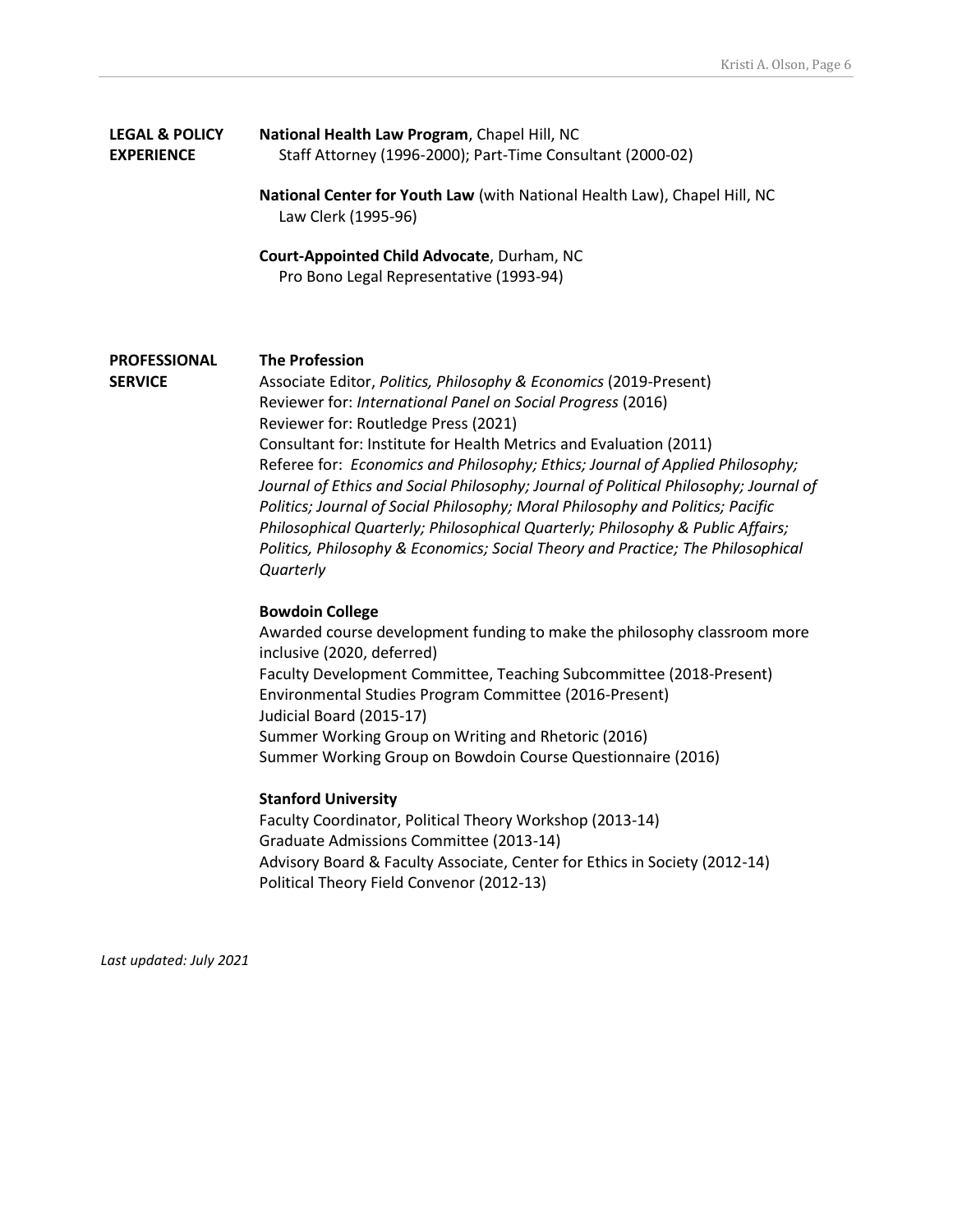## LEGAL & POLICY EXPERIENCE

**National Health Law Program**, Chapel Hill, NC
Staff Attorney (1996-2000); Part-Time Consultant (2000-02)

**National Center for Youth Law** (with National Health Law), Chapel Hill, NC
Law Clerk (1995-96)

**Court-Appointed Child Advocate**, Durham, NC
Pro Bono Legal Representative (1993-94)

## PROFESSIONAL SERVICE

**The Profession**

Associate Editor, *Politics, Philosophy & Economics* (2019-Present)
Reviewer for: *International Panel on Social Progress* (2016)
Reviewer for: Routledge Press (2021)
Consultant for: Institute for Health Metrics and Evaluation (2011)
Referee for: *Economics and Philosophy; Ethics; Journal of Applied Philosophy; Journal of Ethics and Social Philosophy; Journal of Political Philosophy; Journal of Politics; Journal of Social Philosophy; Moral Philosophy and Politics; Pacific Philosophical Quarterly; Philosophical Quarterly; Philosophy & Public Affairs; Politics, Philosophy & Economics; Social Theory and Practice; The Philosophical Quarterly*

**Bowdoin College**

Awarded course development funding to make the philosophy classroom more inclusive (2020, deferred)
Faculty Development Committee, Teaching Subcommittee (2018-Present)
Environmental Studies Program Committee (2016-Present)
Judicial Board (2015-17)
Summer Working Group on Writing and Rhetoric (2016)
Summer Working Group on Bowdoin Course Questionnaire (2016)

**Stanford University**

Faculty Coordinator, Political Theory Workshop (2013-14)
Graduate Admissions Committee (2013-14)
Advisory Board & Faculty Associate, Center for Ethics in Society (2012-14)
Political Theory Field Convenor (2012-13)

*Last updated: July 2021*